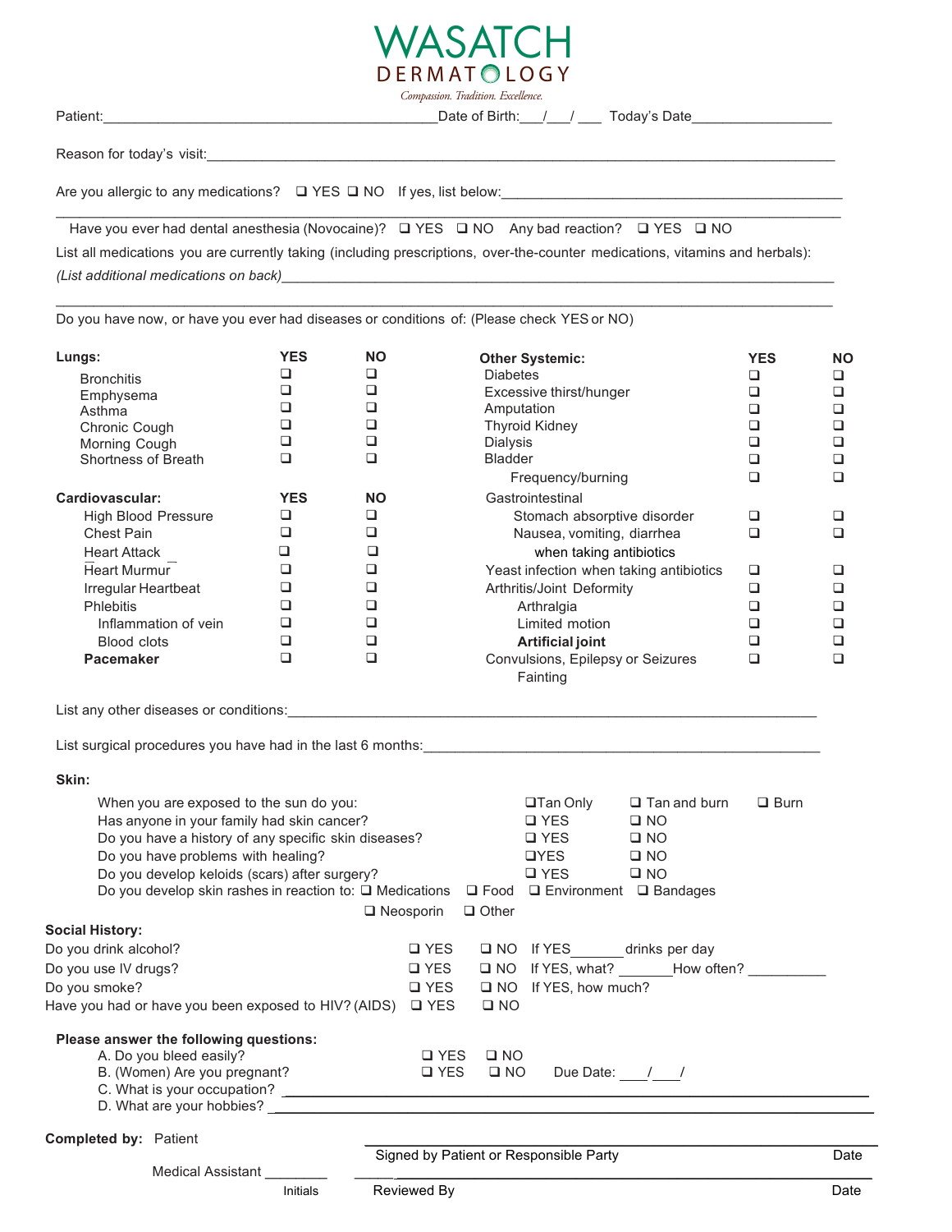# WASATCH
## DERMATOLOGY

*Compassion. Tradition. Excellence.*

Patient:\_\_\_\_\_\_\_\_\_\_\_\_\_\_\_\_\_\_\_\_\_\_\_\_\_\_\_\_\_\_\_\_\_\_\_\_\_\_\_\_\_\_ Date of Birth:\_\_\_/\_\_\_/ \_\_\_ Today's Date\_\_\_\_\_\_\_\_\_\_\_\_\_\_\_\_\_\_

Reason for today's visit:\_\_\_\_\_\_\_\_\_\_\_\_\_\_\_\_\_\_\_\_\_\_\_\_\_\_\_\_\_\_\_\_\_\_\_\_\_\_\_\_\_\_\_\_\_\_\_\_\_\_\_\_\_\_\_\_\_\_\_\_\_\_\_\_\_\_\_\_\_\_\_\_\_\_\_\_\_\_

Are you allergic to any medications? ❑ YES ❑ NO If yes, list below:\_\_\_\_\_\_\_\_\_\_\_\_\_\_\_\_\_\_\_\_\_\_\_\_\_\_\_\_\_\_\_\_\_\_\_\_\_\_\_\_\_\_\_\_\_\_

\_\_\_\_\_\_\_\_\_\_\_\_\_\_\_\_\_\_\_\_\_\_\_\_\_\_\_\_\_\_\_\_\_\_\_\_\_\_\_\_\_\_\_\_\_\_\_\_\_\_\_\_\_\_\_\_\_\_\_\_\_\_\_\_\_\_\_\_\_\_\_\_\_\_\_\_\_\_\_\_\_\_\_\_\_\_\_\_\_\_\_\_\_\_\_\_\_\_\_

Have you ever had dental anesthesia (Novocaine)? ❑ YES ❑ NO Any bad reaction? ❑ YES ❑ NO

List all medications you are currently taking (including prescriptions, over-the-counter medications, vitamins and herbals):

*(List additional medications on back)*\_\_\_\_\_\_\_\_\_\_\_\_\_\_\_\_\_\_\_\_\_\_\_\_\_\_\_\_\_\_\_\_\_\_\_\_\_\_\_\_\_\_\_\_\_\_\_\_\_\_\_\_\_\_\_\_\_\_\_\_\_\_\_\_\_\_\_\_\_\_\_\_

\_\_\_\_\_\_\_\_\_\_\_\_\_\_\_\_\_\_\_\_\_\_\_\_\_\_\_\_\_\_\_\_\_\_\_\_\_\_\_\_\_\_\_\_\_\_\_\_\_\_\_\_\_\_\_\_\_\_\_\_\_\_\_\_\_\_\_\_\_\_\_\_\_\_\_\_\_\_\_\_\_\_\_\_\_\_\_\_\_\_\_\_\_\_\_\_\_\_\_

Do you have now, or have you ever had diseases or conditions of: (Please check YES or NO)

| **Lungs:** | **YES** | **NO** | **Other Systemic:** | **YES** | **NO** |
|---|---|---|---|---|---|
| Bronchitis | ❑ | ❑ | Diabetes | ❑ | ❑ |
| Emphysema | ❑ | ❑ | Excessive thirst/hunger | ❑ | ❑ |
| Asthma | ❑ | ❑ | Amputation | ❑ | ❑ |
| Chronic Cough | ❑ | ❑ | Thyroid Kidney | ❑ | ❑ |
| Morning Cough | ❑ | ❑ | Dialysis | ❑ | ❑ |
| Shortness of Breath | ❑ | ❑ | Bladder | ❑ | ❑ |
| | | | Frequency/burning | ❑ | ❑ |
| **Cardiovascular:** | **YES** | **NO** | Gastrointestinal | | |
| High Blood Pressure | ❑ | ❑ | Stomach absorptive disorder | ❑ | ❑ |
| Chest Pain | ❑ | ❑ | Nausea, vomiting, diarrhea when taking antibiotics | ❑ | ❑ |
| Heart Attack | ❑ | ❑ | | | |
| Heart Murmur | ❑ | ❑ | Yeast infection when taking antibiotics | ❑ | ❑ |
| Irregular Heartbeat | ❑ | ❑ | Arthritis/Joint Deformity | ❑ | ❑ |
| Phlebitis | ❑ | ❑ | Arthralgia | ❑ | ❑ |
| Inflammation of vein | ❑ | ❑ | Limited motion | ❑ | ❑ |
| Blood clots | ❑ | ❑ | **Artificial joint** | ❑ | ❑ |
| **Pacemaker** | ❑ | ❑ | Convulsions, Epilepsy or Seizures | ❑ | ❑ |
| | | | Fainting | | |

List any other diseases or conditions:\_\_\_\_\_\_\_\_\_\_\_\_\_\_\_\_\_\_\_\_\_\_\_\_\_\_\_\_\_\_\_\_\_\_\_\_\_\_\_\_\_\_\_\_\_\_\_\_\_\_\_\_\_\_\_\_\_\_\_\_\_\_\_\_\_\_\_\_\_\_\_\_

List surgical procedures you have had in the last 6 months:\_\_\_\_\_\_\_\_\_\_\_\_\_\_\_\_\_\_\_\_\_\_\_\_\_\_\_\_\_\_\_\_\_\_\_\_\_\_\_\_\_\_\_\_\_\_\_\_\_\_\_\_\_

**Skin:**

When you are exposed to the sun do you: ❑Tan Only ❑ Tan and burn ❑ Burn

Has anyone in your family had skin cancer? ❑ YES ❑ NO

Do you have a history of any specific skin diseases? ❑ YES ❑ NO

Do you have problems with healing? ❑YES ❑ NO

Do you develop keloids (scars) after surgery? ❑ YES ❑ NO

Do you develop skin rashes in reaction to: ❑ Medications ❑ Food ❑ Environment ❑ Bandages ❑ Neosporin ❑ Other

**Social History:**

Do you drink alcohol? ❑ YES ❑ NO If YES\_\_\_\_\_\_\_ drinks per day

Do you use IV drugs? ❑ YES ❑ NO If YES, what? \_\_\_\_\_\_\_How often? \_\_\_\_\_\_\_\_\_\_

Do you smoke? ❑ YES ❑ NO If YES, how much?

Have you had or have you been exposed to HIV? (AIDS) ❑ YES ❑ NO

**Please answer the following questions:**

A. Do you bleed easily? ❑ YES ❑ NO

B. (Women) Are you pregnant? ❑ YES ❑ NO Due Date: \_\_\_\_/\_\_\_\_/

C. What is your occupation? \_\_\_\_\_\_\_\_\_\_\_\_\_\_\_\_\_\_\_\_\_\_\_\_\_\_\_\_\_\_\_\_\_\_\_\_\_\_\_\_\_\_\_\_\_\_\_\_\_\_\_\_\_\_\_\_\_\_\_\_\_\_\_\_\_\_

D. What are your hobbies? \_\_\_\_\_\_\_\_\_\_\_\_\_\_\_\_\_\_\_\_\_\_\_\_\_\_\_\_\_\_\_\_\_\_\_\_\_\_\_\_\_\_\_\_\_\_\_\_\_\_\_\_\_\_\_\_\_\_\_\_\_\_\_\_\_\_\_\_

**Completed by:** Patient

\_\_\_\_\_\_\_\_\_\_\_\_\_\_\_\_\_\_\_\_\_\_\_\_\_\_\_\_\_\_\_\_\_\_\_\_\_\_\_\_\_\_\_\_\_\_\_\_\_\_\_\_\_\_\_\_\_\_\_\_

Signed by Patient or Responsible Party Date

Medical Assistant \_\_\_\_\_\_\_\_ \_\_\_\_\_\_\_\_\_\_\_\_\_\_\_\_\_\_\_\_\_\_\_\_\_\_\_\_\_\_\_\_\_\_\_\_\_\_\_\_\_\_\_\_\_\_\_\_\_\_\_\_\_\_\_\_\_\_\_\_

Initials Reviewed By Date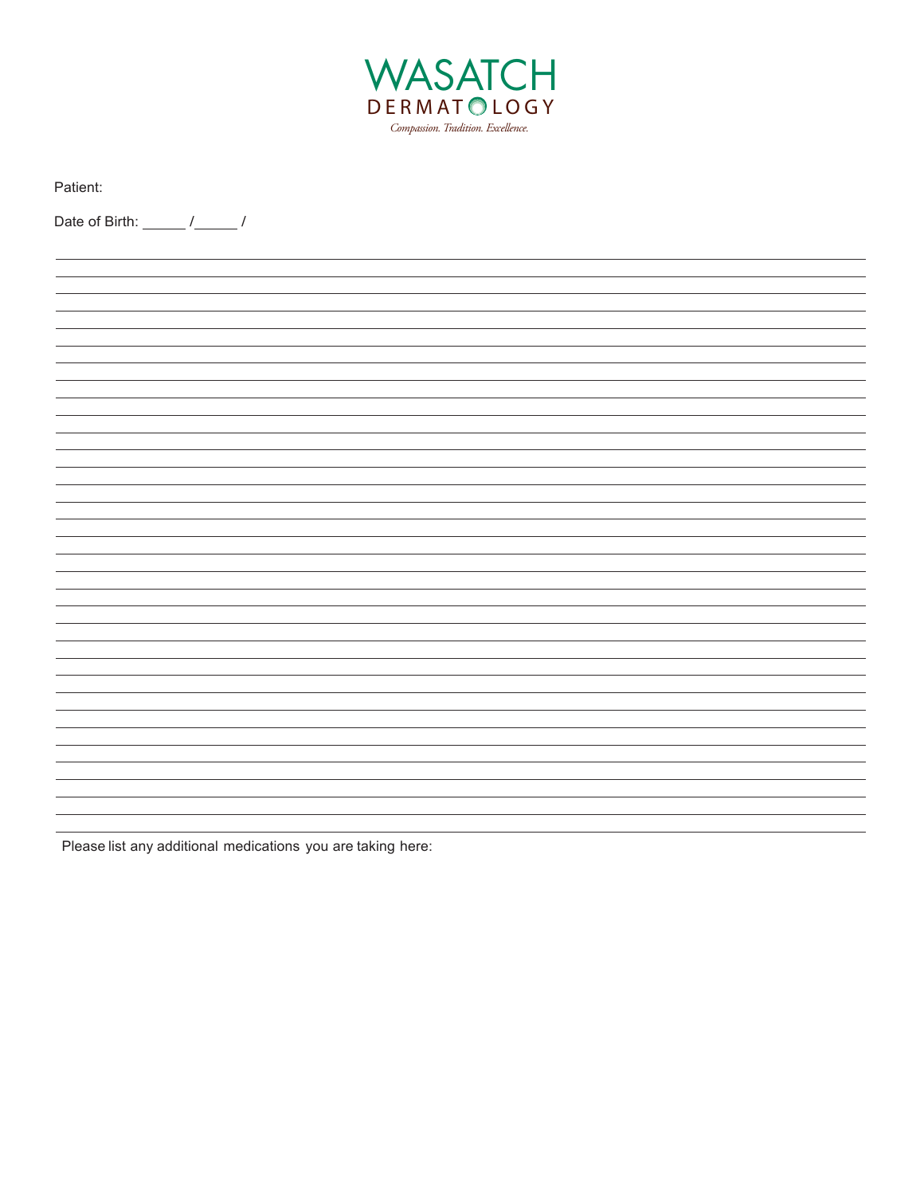WASATCH
DERMATOLOGY
*Compassion. Tradition. Excellence.*

Patient:

Date of Birth: ______ /______ /

Please list any additional medications you are taking here: